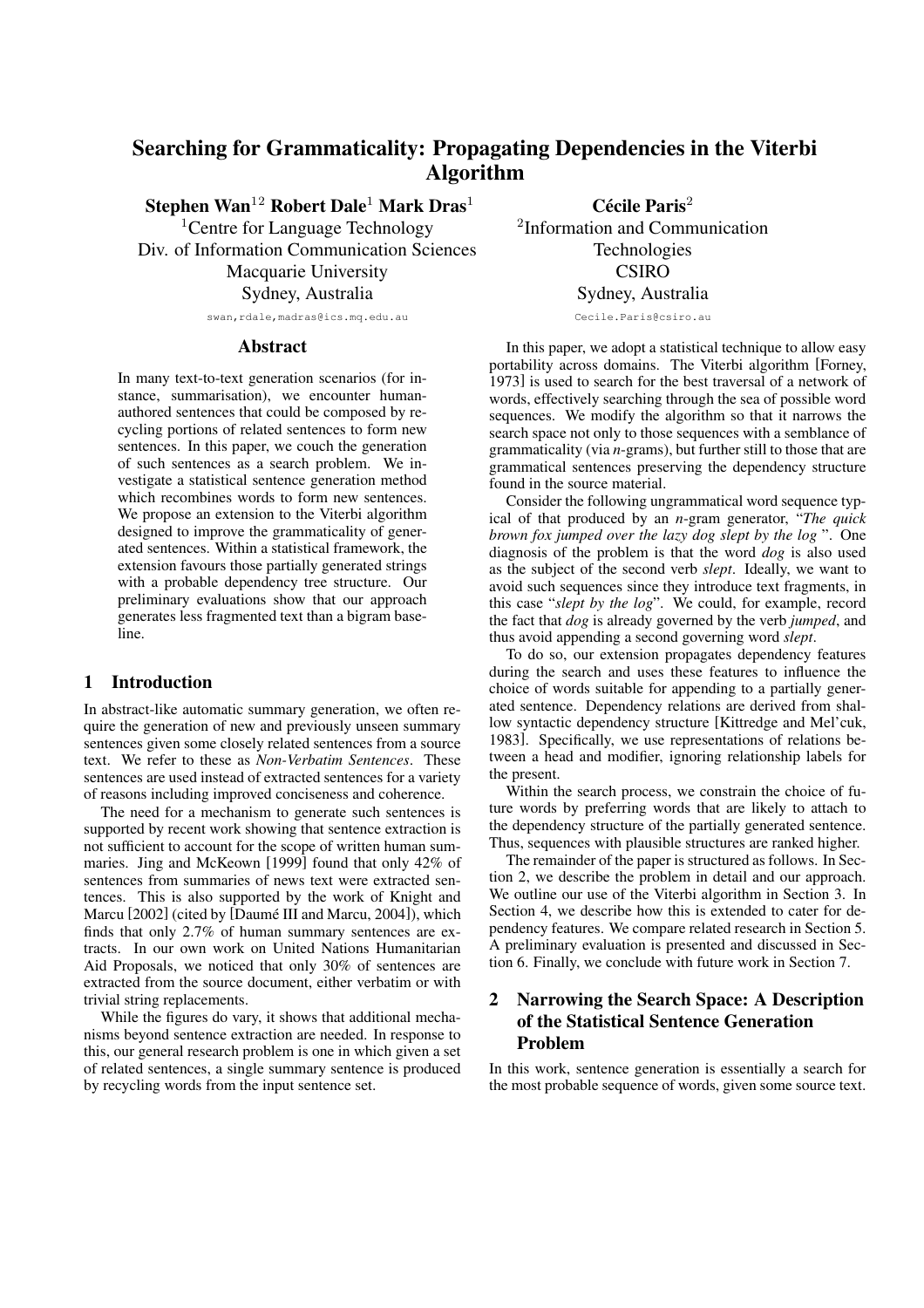# Searching for Grammaticality: Propagating Dependencies in the Viterbi Algorithm

**Stephen Wan**[1,2] **Robert Dale**[1] **Mark Dras**[1]

[1]Centre for Language Technology
Div. of Information Communication Sciences
Macquarie University
Sydney, Australia
swan,rdale,madras@ics.mq.edu.au

**Cécile Paris**[2]

[2]Information and Communication Technologies
CSIRO
Sydney, Australia
Cecile.Paris@csiro.au

## Abstract

In many text-to-text generation scenarios (for instance, summarisation), we encounter human-authored sentences that could be composed by recycling portions of related sentences to form new sentences. In this paper, we couch the generation of such sentences as a search problem. We investigate a statistical sentence generation method which recombines words to form new sentences. We propose an extension to the Viterbi algorithm designed to improve the grammaticality of generated sentences. Within a statistical framework, the extension favours those partially generated strings with a probable dependency tree structure. Our preliminary evaluations show that our approach generates less fragmented text than a bigram baseline.

## 1 Introduction

In abstract-like automatic summary generation, we often require the generation of new and previously unseen summary sentences given some closely related sentences from a source text. We refer to these as *Non-Verbatim Sentences*. These sentences are used instead of extracted sentences for a variety of reasons including improved conciseness and coherence.

The need for a mechanism to generate such sentences is supported by recent work showing that sentence extraction is not sufficient to account for the scope of written human summaries. Jing and McKeown [1999] found that only 42% of sentences from summaries of news text were extracted sentences. This is also supported by the work of Knight and Marcu [2002] (cited by [Daumé III and Marcu, 2004]), which finds that only 2.7% of human summary sentences are extracts. In our own work on United Nations Humanitarian Aid Proposals, we noticed that only 30% of sentences are extracted from the source document, either verbatim or with trivial string replacements.

While the figures do vary, it shows that additional mechanisms beyond sentence extraction are needed. In response to this, our general research problem is one in which given a set of related sentences, a single summary sentence is produced by recycling words from the input sentence set.

In this paper, we adopt a statistical technique to allow easy portability across domains. The Viterbi algorithm [Forney, 1973] is used to search for the best traversal of a network of words, effectively searching through the sea of possible word sequences. We modify the algorithm so that it narrows the search space not only to those sequences with a semblance of grammaticality (via *n*-grams), but further still to those that are grammatical sentences preserving the dependency structure found in the source material.

Consider the following ungrammatical word sequence typical of that produced by an *n*-gram generator, "*The quick brown fox jumped over the lazy dog slept by the log* ". One diagnosis of the problem is that the word *dog* is also used as the subject of the second verb *slept*. Ideally, we want to avoid such sequences since they introduce text fragments, in this case "*slept by the log*". We could, for example, record the fact that *dog* is already governed by the verb *jumped*, and thus avoid appending a second governing word *slept*.

To do so, our extension propagates dependency features during the search and uses these features to influence the choice of words suitable for appending to a partially generated sentence. Dependency relations are derived from shallow syntactic dependency structure [Kittredge and Mel'cuk, 1983]. Specifically, we use representations of relations between a head and modifier, ignoring relationship labels for the present.

Within the search process, we constrain the choice of future words by preferring words that are likely to attach to the dependency structure of the partially generated sentence. Thus, sequences with plausible structures are ranked higher.

The remainder of the paper is structured as follows. In Section 2, we describe the problem in detail and our approach. We outline our use of the Viterbi algorithm in Section 3. In Section 4, we describe how this is extended to cater for dependency features. We compare related research in Section 5. A preliminary evaluation is presented and discussed in Section 6. Finally, we conclude with future work in Section 7.

## 2 Narrowing the Search Space: A Description of the Statistical Sentence Generation Problem

In this work, sentence generation is essentially a search for the most probable sequence of words, given some source text.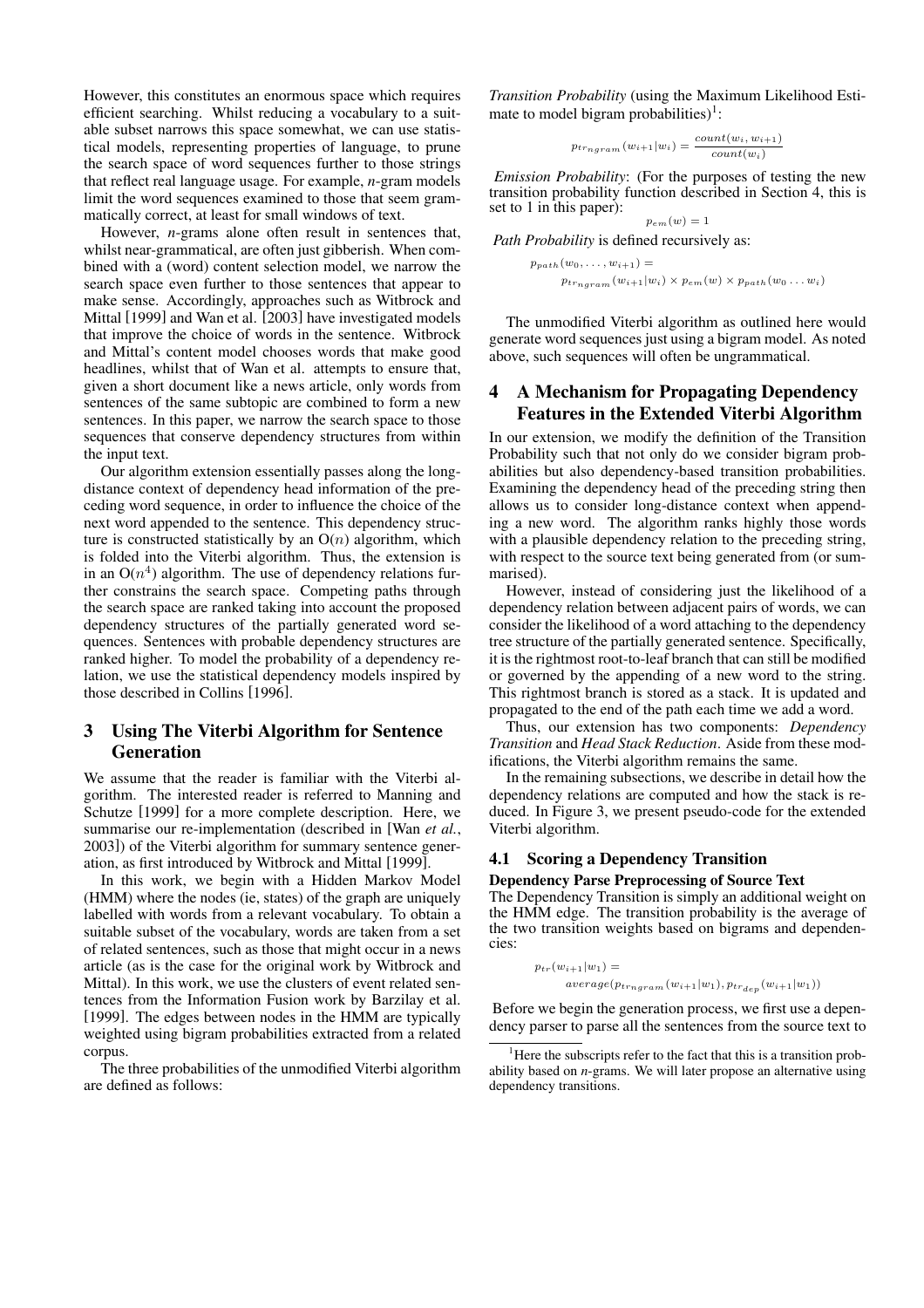However, this constitutes an enormous space which requires efficient searching. Whilst reducing a vocabulary to a suitable subset narrows this space somewhat, we can use statistical models, representing properties of language, to prune the search space of word sequences further to those strings that reflect real language usage. For example, *n*-gram models limit the word sequences examined to those that seem grammatically correct, at least for small windows of text.

However, *n*-grams alone often result in sentences that, whilst near-grammatical, are often just gibberish. When combined with a (word) content selection model, we narrow the search space even further to those sentences that appear to make sense. Accordingly, approaches such as Witbrock and Mittal [1999] and Wan et al. [2003] have investigated models that improve the choice of words in the sentence. Witbrock and Mittal's content model chooses words that make good headlines, whilst that of Wan et al. attempts to ensure that, given a short document like a news article, only words from sentences of the same subtopic are combined to form a new sentences. In this paper, we narrow the search space to those sequences that conserve dependency structures from within the input text.

Our algorithm extension essentially passes along the long-distance context of dependency head information of the preceding word sequence, in order to influence the choice of the next word appended to the sentence. This dependency structure is constructed statistically by an $O(n)$ algorithm, which is folded into the Viterbi algorithm. Thus, the extension is in an $O(n^4)$ algorithm. The use of dependency relations further constrains the search space. Competing paths through the search space are ranked taking into account the proposed dependency structures of the partially generated word sequences. Sentences with probable dependency structures are ranked higher. To model the probability of a dependency relation, we use the statistical dependency models inspired by those described in Collins [1996].

## 3 Using The Viterbi Algorithm for Sentence Generation

We assume that the reader is familiar with the Viterbi algorithm. The interested reader is referred to Manning and Schutze [1999] for a more complete description. Here, we summarise our re-implementation (described in [Wan *et al.*, 2003]) of the Viterbi algorithm for summary sentence generation, as first introduced by Witbrock and Mittal [1999].

In this work, we begin with a Hidden Markov Model (HMM) where the nodes (ie, states) of the graph are uniquely labelled with words from a relevant vocabulary. To obtain a suitable subset of the vocabulary, words are taken from a set of related sentences, such as those that might occur in a news article (as is the case for the original work by Witbrock and Mittal). In this work, we use the clusters of event related sentences from the Information Fusion work by Barzilay et al. [1999]. The edges between nodes in the HMM are typically weighted using bigram probabilities extracted from a related corpus.

The three probabilities of the unmodified Viterbi algorithm are defined as follows:

*Transition Probability* (using the Maximum Likelihood Estimate to model bigram probabilities)[1]:

$$p_{tr_{ngram}}(w_{i+1}|w_i) = \frac{count(w_i, w_{i+1})}{count(w_i)}$$

*Emission Probability*: (For the purposes of testing the new transition probability function described in Section 4, this is set to 1 in this paper):

$$p_{em}(w) = 1$$

*Path Probability* is defined recursively as:

$$p_{path}(w_0, \ldots, w_{i+1}) = p_{tr_{ngram}}(w_{i+1}|w_i) \times p_{em}(w) \times p_{path}(w_0 \ldots w_i)$$

The unmodified Viterbi algorithm as outlined here would generate word sequences just using a bigram model. As noted above, such sequences will often be ungrammatical.

## 4 A Mechanism for Propagating Dependency Features in the Extended Viterbi Algorithm

In our extension, we modify the definition of the Transition Probability such that not only do we consider bigram probabilities but also dependency-based transition probabilities. Examining the dependency head of the preceding string then allows us to consider long-distance context when appending a new word. The algorithm ranks highly those words with a plausible dependency relation to the preceding string, with respect to the source text being generated from (or summarised).

However, instead of considering just the likelihood of a dependency relation between adjacent pairs of words, we can consider the likelihood of a word attaching to the dependency tree structure of the partially generated sentence. Specifically, it is the rightmost root-to-leaf branch that can still be modified or governed by the appending of a new word to the string. This rightmost branch is stored as a stack. It is updated and propagated to the end of the path each time we add a word.

Thus, our extension has two components: *Dependency Transition* and *Head Stack Reduction*. Aside from these modifications, the Viterbi algorithm remains the same.

In the remaining subsections, we describe in detail how the dependency relations are computed and how the stack is reduced. In Figure 3, we present pseudo-code for the extended Viterbi algorithm.

### 4.1 Scoring a Dependency Transition

**Dependency Parse Preprocessing of Source Text**

The Dependency Transition is simply an additional weight on the HMM edge. The transition probability is the average of the two transition weights based on bigrams and dependencies:

$$p_{tr}(w_{i+1}|w_1) = average(p_{tr_{ngram}}(w_{i+1}|w_1), p_{tr_{dep}}(w_{i+1}|w_1))$$

Before we begin the generation process, we first use a dependency parser to parse all the sentences from the source text to

[1] Here the subscripts refer to the fact that this is a transition probability based on *n*-grams. We will later propose an alternative using dependency transitions.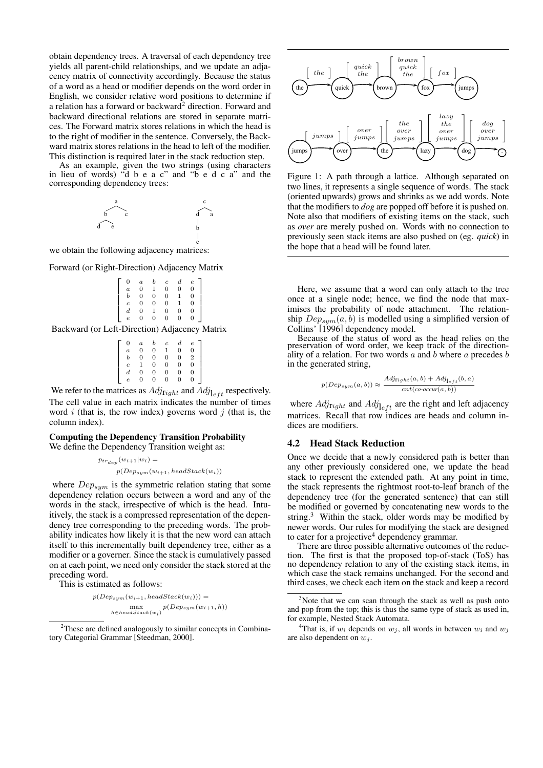obtain dependency trees. A traversal of each dependency tree yields all parent-child relationships, and we update an adjacency matrix of connectivity accordingly. Because the status of a word as a head or modifier depends on the word order in English, we consider relative word positions to determine if a relation has a forward or backward[2] direction. Forward and backward directional relations are stored in separate matrices. The Forward matrix stores relations in which the head is to the right of modifier in the sentence. Conversely, the Backward matrix stores relations in the head to left of the modifier. This distinction is required later in the stack reduction step.

As an example, given the two strings (using characters in lieu of words) "d b e a c" and "b e d c a" and the corresponding dependency trees:

```
      a                    c
     / \                  / \
    b   c                d   a
   / \                   |
  d   e                  b
                         |
                         e
```

we obtain the following adjacency matrices:

Forward (or Right-Direction) Adjacency Matrix

$$
\begin{bmatrix}
0 & a & b & c & d & e \\
a & 0 & 1 & 0 & 0 & 0 \\
b & 0 & 0 & 0 & 1 & 0 \\
c & 0 & 0 & 0 & 1 & 0 \\
d & 0 & 1 & 0 & 0 & 0 \\
e & 0 & 0 & 0 & 0 & 0
\end{bmatrix}
$$

Backward (or Left-Direction) Adjacency Matrix

$$
\begin{bmatrix}
0 & a & b & c & d & e \\
a & 0 & 0 & 1 & 0 & 0 \\
b & 0 & 0 & 0 & 0 & 2 \\
c & 1 & 0 & 0 & 0 & 0 \\
d & 0 & 0 & 0 & 0 & 0 \\
e & 0 & 0 & 0 & 0 & 0
\end{bmatrix}
$$

We refer to the matrices as $Adj_{right}$ and $Adj_{left}$ respectively. The cell value in each matrix indicates the number of times word $i$ (that is, the row index) governs word $j$ (that is, the column index).

**Computing the Dependency Transition Probability**

We define the Dependency Transition weight as:

$$
p_{tr_{dep}}(w_{i+1}|w_i) = p(Dep_{sym}(w_{i+1}, headStack(w_i))
$$

where $Dep_{sym}$ is the symmetric relation stating that some dependency relation occurs between a word and any of the words in the stack, irrespective of which is the head. Intuitively, the stack is a compressed representation of the dependency tree corresponding to the preceding words. The probability indicates how likely it is that the new word can attach itself to this incrementally built dependency tree, either as a modifier or a governer. Since the stack is cumulatively passed on at each point, we need only consider the stack stored at the preceding word.

This is estimated as follows:

$$
p(Dep_{sym}(w_{i+1}, headStack(w_i))) = \max_{h \in headStack(w_i)} p(Dep_{sym}(w_{i+1}, h))
$$

Figure 1: A path through a lattice. Although separated on two lines, it represents a single sequence of words. The stack (oriented upwards) grows and shrinks as we add words. Note that the modifiers to *dog* are popped off before it is pushed on. Note also that modifiers of existing items on the stack, such as *over* are merely pushed on. Words with no connection to previously seen stack items are also pushed on (eg. *quick*) in the hope that a head will be found later.

Here, we assume that a word can only attach to the tree once at a single node; hence, we find the node that maximises the probability of node attachment. The relationship $Dep_{sym}(a, b)$ is modelled using a simplified version of Collins' [1996] dependency model.

Because of the status of word as the head relies on the preservation of word order, we keep track of the directionality of a relation. For two words $a$ and $b$ where $a$ precedes $b$ in the generated string,

$$
p(Dep_{sym}(a, b)) \approx \frac{Adj_{right}(a, b) + Adj_{left}(b, a)}{cnt(co\text{-}occur(a, b))}
$$

where $Adj_{right}$ and $Adj_{left}$ are the right and left adjacency matrices. Recall that row indices are heads and column indices are modifiers.

## 4.2 Head Stack Reduction

Once we decide that a newly considered path is better than any other previously considered one, we update the head stack to represent the extended path. At any point in time, the stack represents the rightmost root-to-leaf branch of the dependency tree (for the generated sentence) that can still be modified or governed by concatenating new words to the string.[3] Within the stack, older words may be modified by newer words. Our rules for modifying the stack are designed to cater for a projective[4] dependency grammar.

There are three possible alternative outcomes of the reduction. The first is that the proposed top-of-stack (ToS) has no dependency relation to any of the existing stack items, in which case the stack remains unchanged. For the second and third cases, we check each item on the stack and keep a record

---

[2] These are defined analogously to similar concepts in Combinatory Categorial Grammar [Steedman, 2000].

[3] Note that we can scan through the stack as well as push onto and pop from the top; this is thus the same type of stack as used in, for example, Nested Stack Automata.

[4] That is, if $w_i$ depends on $w_j$, all words in between $w_i$ and $w_j$ are also dependent on $w_j$.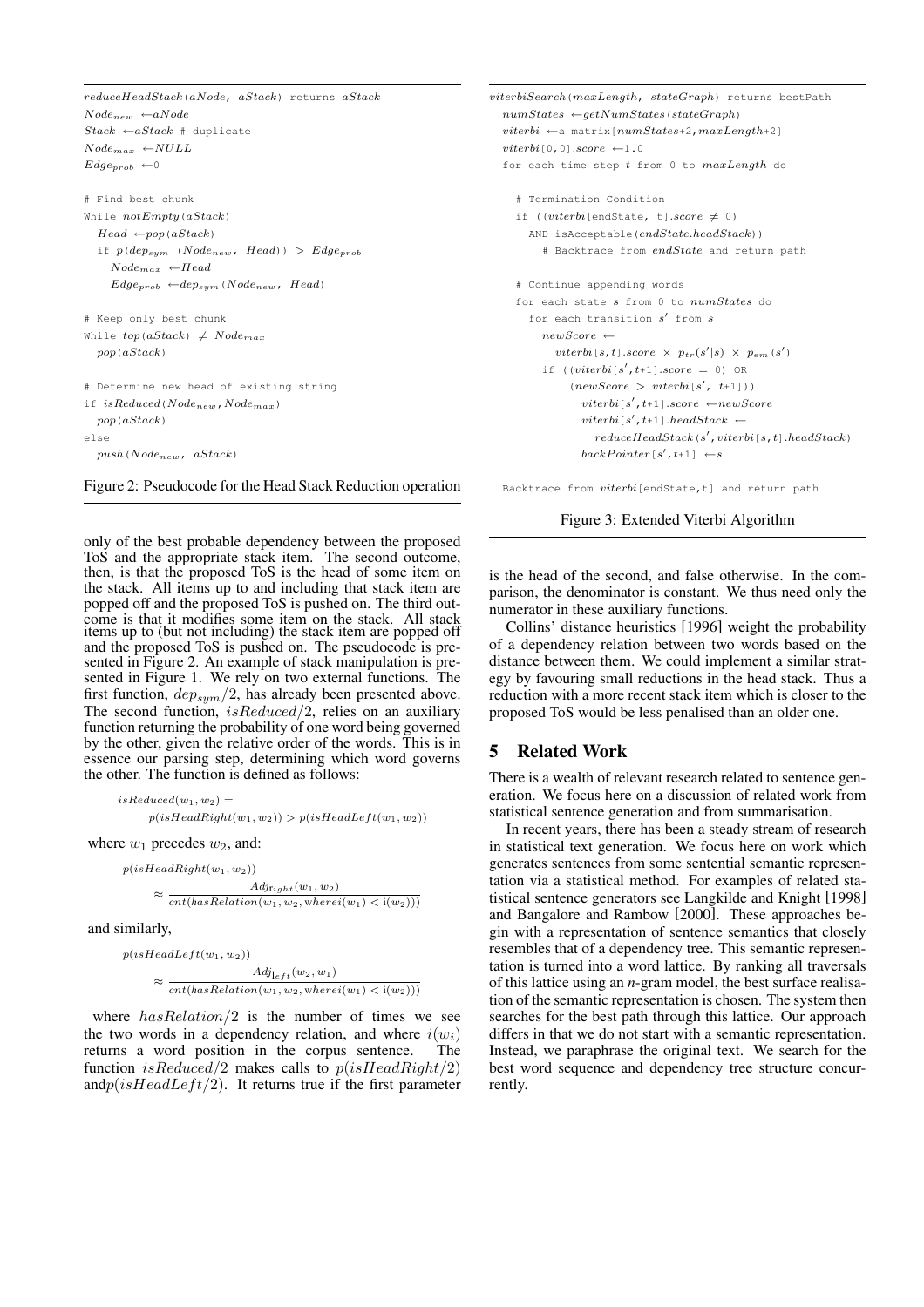```
reduceHeadStack(aNode, aStack) returns aStack
Node_new ← aNode
Stack ← aStack # duplicate
Node_max ← NULL
Edge_prob ← 0

# Find best chunk
While notEmpty(aStack)
  Head ← pop(aStack)
  if p(dep_sym (Node_new, Head)) > Edge_prob
    Node_max ← Head
    Edge_prob ← dep_sym(Node_new, Head)

# Keep only best chunk
While top(aStack) ≠ Node_max
  pop(aStack)

# Determine new head of existing string
if isReduced(Node_new, Node_max)
  pop(aStack)
else
  push(Node_new, aStack)
```

Figure 2: Pseudocode for the Head Stack Reduction operation

only of the best probable dependency between the proposed ToS and the appropriate stack item. The second outcome, then, is that the proposed ToS is the head of some item on the stack. All items up to and including that stack item are popped off and the proposed ToS is pushed on. The third outcome is that it modifies some item on the stack. All stack items up to (but not including) the stack item are popped off and the proposed ToS is pushed on. The pseudocode is presented in Figure 2. An example of stack manipulation is presented in Figure 1. We rely on two external functions. The first function, $dep_{sym}/2$, has already been presented above. The second function, $isReduced/2$, relies on an auxiliary function returning the probability of one word being governed by the other, given the relative order of the words. This is in essence our parsing step, determining which word governs the other. The function is defined as follows:

$$isReduced(w_1, w_2) = p(isHeadRight(w_1, w_2)) > p(isHeadLeft(w_1, w_2))$$

where $w_1$ precedes $w_2$, and:

$$p(isHeadRight(w_1, w_2)) \approx \frac{Adj_{right}(w_1, w_2)}{cnt(hasRelation(w_1, w_2, \text{where} i(w_1) < i(w_2)))}$$

and similarly,

$$p(isHeadLeft(w_1, w_2)) \approx \frac{Adj_{left}(w_2, w_1)}{cnt(hasRelation(w_1, w_2, \text{where} i(w_1) < i(w_2)))}$$

where $hasRelation/2$ is the number of times we see the two words in a dependency relation, and where $i(w_i)$ returns a word position in the corpus sentence. The function $isReduced/2$ makes calls to $p(isHeadRight/2)$ and $p(isHeadLeft/2)$. It returns true if the first parameter is the head of the second, and false otherwise. In the comparison, the denominator is constant. We thus need only the numerator in these auxiliary functions.

Collins' distance heuristics [1996] weight the probability of a dependency relation between two words based on the distance between them. We could implement a similar strategy by favouring small reductions in the head stack. Thus a reduction with a more recent stack item which is closer to the proposed ToS would be less penalised than an older one.

```
viterbiSearch(maxLength, stateGraph) returns bestPath
  numStates ← getNumStates(stateGraph)
  viterbi ← a matrix[numStates+2, maxLength+2]
  viterbi[0,0].score ← 1.0
  for each time step t from 0 to maxLength do

    # Termination Condition
    if ((viterbi[endState, t].score ≠ 0)
      AND isAcceptable(endState.headStack))
        # Backtrace from endState and return path

    # Continue appending words
    for each state s from 0 to numStates do
      for each transition s' from s
        newScore ←
          viterbi[s,t].score × p_tr(s'|s) × p_em(s')
        if ((viterbi[s',t+1].score = 0) OR
            (newScore > viterbi[s', t+1]))
              viterbi[s',t+1].score ← newScore
              viterbi[s',t+1].headStack ←
                reduceHeadStack(s',viterbi[s,t].headStack)
              backPointer[s',t+1] ← s

  Backtrace from viterbi[endState,t] and return path
```

Figure 3: Extended Viterbi Algorithm

## 5 Related Work

There is a wealth of relevant research related to sentence generation. We focus here on a discussion of related work from statistical sentence generation and from summarisation.

In recent years, there has been a steady stream of research in statistical text generation. We focus here on work which generates sentences from some sentential semantic representation via a statistical method. For examples of related statistical sentence generators see Langkilde and Knight [1998] and Bangalore and Rambow [2000]. These approaches begin with a representation of sentence semantics that closely resembles that of a dependency tree. This semantic representation is turned into a word lattice. By ranking all traversals of this lattice using an *n*-gram model, the best surface realisation of the semantic representation is chosen. The system then searches for the best path through this lattice. Our approach differs in that we do not start with a semantic representation. Instead, we paraphrase the original text. We search for the best word sequence and dependency tree structure concurrently.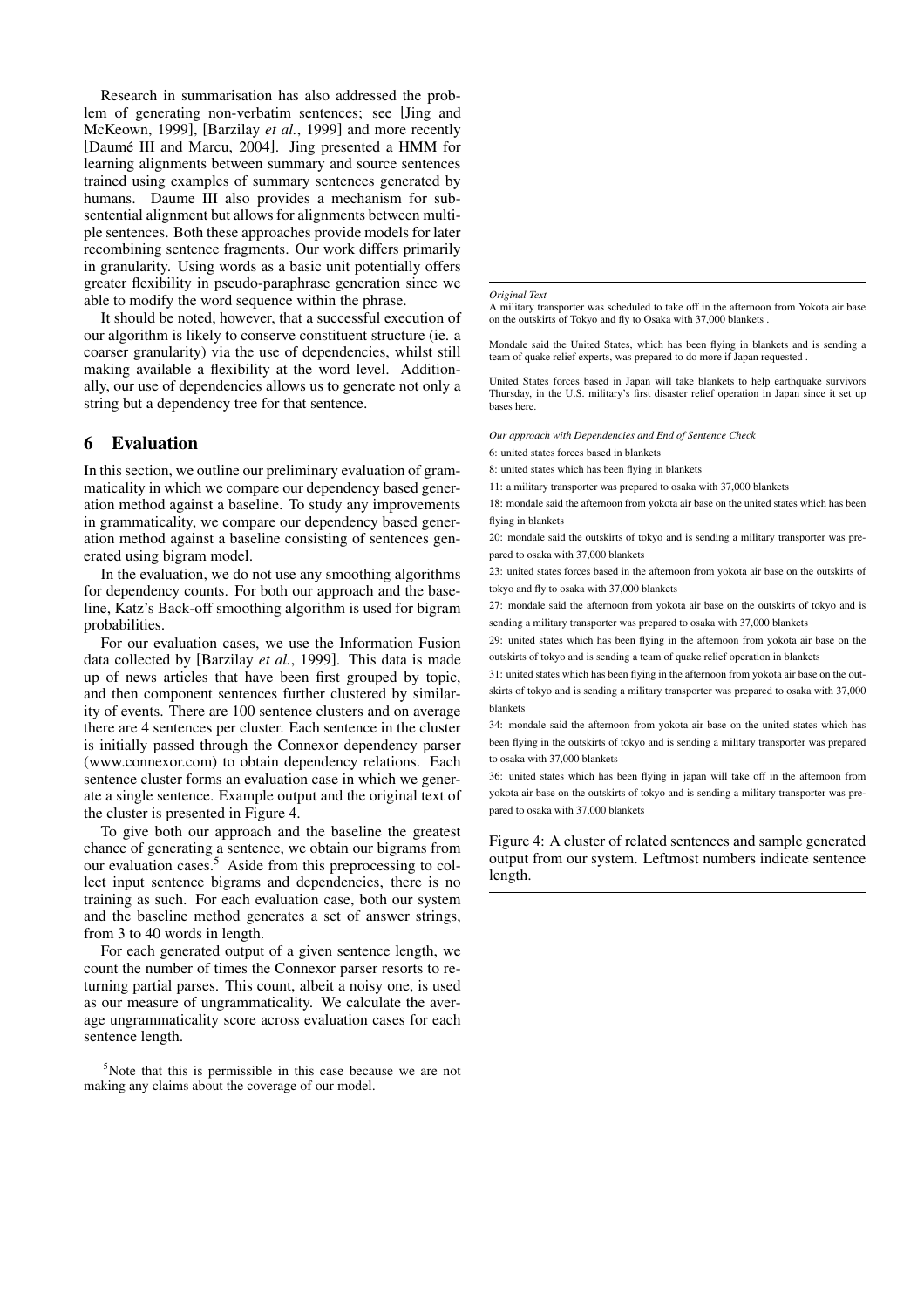Research in summarisation has also addressed the problem of generating non-verbatim sentences; see [Jing and McKeown, 1999], [Barzilay *et al.*, 1999] and more recently [Daumé III and Marcu, 2004]. Jing presented a HMM for learning alignments between summary and source sentences trained using examples of summary sentences generated by humans. Daume III also provides a mechanism for sub-sentential alignment but allows for alignments between multiple sentences. Both these approaches provide models for later recombining sentence fragments. Our work differs primarily in granularity. Using words as a basic unit potentially offers greater flexibility in pseudo-paraphrase generation since we able to modify the word sequence within the phrase.

It should be noted, however, that a successful execution of our algorithm is likely to conserve constituent structure (ie. a coarser granularity) via the use of dependencies, whilst still making available a flexibility at the word level. Additionally, our use of dependencies allows us to generate not only a string but a dependency tree for that sentence.

## 6 Evaluation

In this section, we outline our preliminary evaluation of grammaticality in which we compare our dependency based generation method against a baseline. To study any improvements in grammaticality, we compare our dependency based generation method against a baseline consisting of sentences generated using bigram model.

In the evaluation, we do not use any smoothing algorithms for dependency counts. For both our approach and the baseline, Katz's Back-off smoothing algorithm is used for bigram probabilities.

For our evaluation cases, we use the Information Fusion data collected by [Barzilay *et al.*, 1999]. This data is made up of news articles that have been first grouped by topic, and then component sentences further clustered by similarity of events. There are 100 sentence clusters and on average there are 4 sentences per cluster. Each sentence in the cluster is initially passed through the Connexor dependency parser (www.connexor.com) to obtain dependency relations. Each sentence cluster forms an evaluation case in which we generate a single sentence. Example output and the original text of the cluster is presented in Figure 4.

To give both our approach and the baseline the greatest chance of generating a sentence, we obtain our bigrams from our evaluation cases.[5] Aside from this preprocessing to collect input sentence bigrams and dependencies, there is no training as such. For each evaluation case, both our system and the baseline method generates a set of answer strings, from 3 to 40 words in length.

For each generated output of a given sentence length, we count the number of times the Connexor parser resorts to returning partial parses. This count, albeit a noisy one, is used as our measure of ungrammaticality. We calculate the average ungrammaticality score across evaluation cases for each sentence length.

[5] Note that this is permissible in this case because we are not making any claims about the coverage of our model.

---

*Original Text*

A military transporter was scheduled to take off in the afternoon from Yokota air base on the outskirts of Tokyo and fly to Osaka with 37,000 blankets .

Mondale said the United States, which has been flying in blankets and is sending a team of quake relief experts, was prepared to do more if Japan requested .

United States forces based in Japan will take blankets to help earthquake survivors Thursday, in the U.S. military's first disaster relief operation in Japan since it set up bases here.

*Our approach with Dependencies and End of Sentence Check*

6: united states forces based in blankets

8: united states which has been flying in blankets

11: a military transporter was prepared to osaka with 37,000 blankets

18: mondale said the afternoon from yokota air base on the united states which has been flying in blankets

20: mondale said the outskirts of tokyo and is sending a military transporter was prepared to osaka with 37,000 blankets

23: united states forces based in the afternoon from yokota air base on the outskirts of tokyo and fly to osaka with 37,000 blankets

27: mondale said the afternoon from yokota air base on the outskirts of tokyo and is sending a military transporter was prepared to osaka with 37,000 blankets

29: united states which has been flying in the afternoon from yokota air base on the outskirts of tokyo and is sending a team of quake relief operation in blankets

31: united states which has been flying in the afternoon from yokota air base on the outskirts of tokyo and is sending a military transporter was prepared to osaka with 37,000 blankets

34: mondale said the afternoon from yokota air base on the united states which has been flying in the outskirts of tokyo and is sending a military transporter was prepared to osaka with 37,000 blankets

36: united states which has been flying in japan will take off in the afternoon from yokota air base on the outskirts of tokyo and is sending a military transporter was prepared to osaka with 37,000 blankets

Figure 4: A cluster of related sentences and sample generated output from our system. Leftmost numbers indicate sentence length.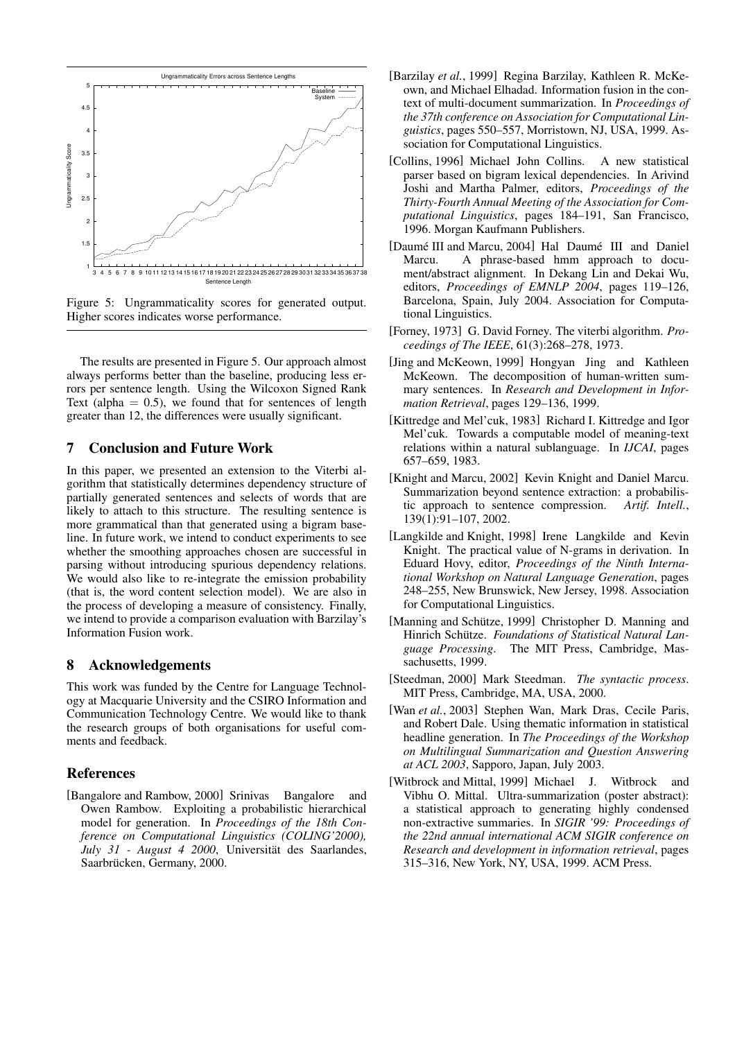Ungrammaticality Errors across Sentence Lengths

Baseline
System

Ungrammaticality Score

1
1.5
2
2.5
3
3.5
4
4.5
5

3 4 5 6 7 8 9 10 11 12 13 14 15 16 17 18 19 20 21 22 23 24 25 26 27 28 29 30 31 32 33 34 35 36 37 38

Sentence Length

Figure 5: Ungrammaticality scores for generated output. Higher scores indicates worse performance.

The results are presented in Figure 5. Our approach almost always performs better than the baseline, producing less errors per sentence length. Using the Wilcoxon Signed Rank Text (alpha = 0.5), we found that for sentences of length greater than 12, the differences were usually significant.

## 7 Conclusion and Future Work

In this paper, we presented an extension to the Viterbi algorithm that statistically determines dependency structure of partially generated sentences and selects of words that are likely to attach to this structure. The resulting sentence is more grammatical than that generated using a bigram baseline. In future work, we intend to conduct experiments to see whether the smoothing approaches chosen are successful in parsing without introducing spurious dependency relations. We would also like to re-integrate the emission probability (that is, the word content selection model). We are also in the process of developing a measure of consistency. Finally, we intend to provide a comparison evaluation with Barzilay's Information Fusion work.

## 8 Acknowledgements

This work was funded by the Centre for Language Technology at Macquarie University and the CSIRO Information and Communication Technology Centre. We would like to thank the research groups of both organisations for useful comments and feedback.

## References

[Bangalore and Rambow, 2000] Srinivas Bangalore and Owen Rambow. Exploiting a probabilistic hierarchical model for generation. In *Proceedings of the 18th Conference on Computational Linguistics (COLING'2000), July 31 - August 4 2000*, Universität des Saarlandes, Saarbrücken, Germany, 2000.

[Barzilay *et al.*, 1999] Regina Barzilay, Kathleen R. McKeown, and Michael Elhadad. Information fusion in the context of multi-document summarization. In *Proceedings of the 37th conference on Association for Computational Linguistics*, pages 550–557, Morristown, NJ, USA, 1999. Association for Computational Linguistics.

[Collins, 1996] Michael John Collins. A new statistical parser based on bigram lexical dependencies. In Arivind Joshi and Martha Palmer, editors, *Proceedings of the Thirty-Fourth Annual Meeting of the Association for Computational Linguistics*, pages 184–191, San Francisco, 1996. Morgan Kaufmann Publishers.

[Daumé III and Marcu, 2004] Hal Daumé III and Daniel Marcu. A phrase-based hmm approach to document/abstract alignment. In Dekang Lin and Dekai Wu, editors, *Proceedings of EMNLP 2004*, pages 119–126, Barcelona, Spain, July 2004. Association for Computational Linguistics.

[Forney, 1973] G. David Forney. The viterbi algorithm. *Proceedings of The IEEE*, 61(3):268–278, 1973.

[Jing and McKeown, 1999] Hongyan Jing and Kathleen McKeown. The decomposition of human-written summary sentences. In *Research and Development in Information Retrieval*, pages 129–136, 1999.

[Kittredge and Mel'cuk, 1983] Richard I. Kittredge and Igor Mel'cuk. Towards a computable model of meaning-text relations within a natural sublanguage. In *IJCAI*, pages 657–659, 1983.

[Knight and Marcu, 2002] Kevin Knight and Daniel Marcu. Summarization beyond sentence extraction: a probabilistic approach to sentence compression. *Artif. Intell.*, 139(1):91–107, 2002.

[Langkilde and Knight, 1998] Irene Langkilde and Kevin Knight. The practical value of N-grams in derivation. In Eduard Hovy, editor, *Proceedings of the Ninth International Workshop on Natural Language Generation*, pages 248–255, New Brunswick, New Jersey, 1998. Association for Computational Linguistics.

[Manning and Schütze, 1999] Christopher D. Manning and Hinrich Schütze. *Foundations of Statistical Natural Language Processing*. The MIT Press, Cambridge, Massachusetts, 1999.

[Steedman, 2000] Mark Steedman. *The syntactic process*. MIT Press, Cambridge, MA, USA, 2000.

[Wan *et al.*, 2003] Stephen Wan, Mark Dras, Cecile Paris, and Robert Dale. Using thematic information in statistical headline generation. In *The Proceedings of the Workshop on Multilingual Summarization and Question Answering at ACL 2003*, Sapporo, Japan, July 2003.

[Witbrock and Mittal, 1999] Michael J. Witbrock and Vibhu O. Mittal. Ultra-summarization (poster abstract): a statistical approach to generating highly condensed non-extractive summaries. In *SIGIR '99: Proceedings of the 22nd annual international ACM SIGIR conference on Research and development in information retrieval*, pages 315–316, New York, NY, USA, 1999. ACM Press.